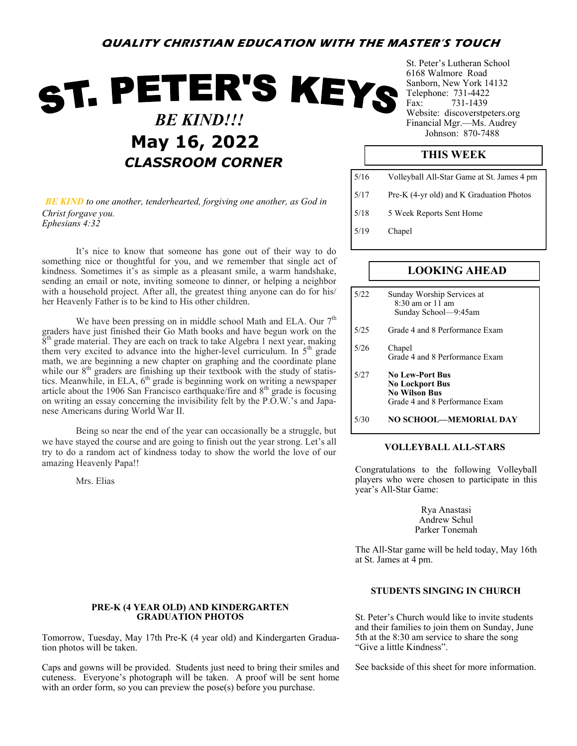**QUALITY CHRISTIAN EDUCATION WITH THE MASTER'S TOUCH**

# ST. PETER'S KEYS

*BE KIND!!!*

## May 16, 2022

St. Peter's Lutheran School
6168 Walmore Road
Sanborn, New York 14132
Telephone: 731-4422
Fax: 731-1439
Website: discoverstpeters.org
Financial Mgr.—Ms. Audrey Johnson: 870-7488

## CLASSROOM CORNER

*BE KIND to one another, tenderhearted, forgiving one another, as God in Christ forgave you.*
*Ephesians 4:32*

It's nice to know that someone has gone out of their way to do something nice or thoughtful for you, and we remember that single act of kindness. Sometimes it's as simple as a pleasant smile, a warm handshake, sending an email or note, inviting someone to dinner, or helping a neighbor with a household project. After all, the greatest thing anyone can do for his/her Heavenly Father is to be kind to His other children.

We have been pressing on in middle school Math and ELA. Our 7th graders have just finished their Go Math books and have begun work on the 8th grade material. They are each on track to take Algebra 1 next year, making them very excited to advance into the higher-level curriculum. In 5th grade math, we are beginning a new chapter on graphing and the coordinate plane while our 8th graders are finishing up their textbook with the study of statistics. Meanwhile, in ELA, 6th grade is beginning work on writing a newspaper article about the 1906 San Francisco earthquake/fire and 8th grade is focusing on writing an essay concerning the invisibility felt by the P.O.W.'s and Japanese Americans during World War II.

Being so near the end of the year can occasionally be a struggle, but we have stayed the course and are going to finish out the year strong. Let's all try to do a random act of kindness today to show the world the love of our amazing Heavenly Papa!!

Mrs. Elias

### THIS WEEK

| Date | Event |
|---|---|
| 5/16 | Volleyball All-Star Game at St. James 4 pm |
| 5/17 | Pre-K (4-yr old) and K Graduation Photos |
| 5/18 | 5 Week Reports Sent Home |
| 5/19 | Chapel |

### LOOKING AHEAD

| Date | Event |
|---|---|
| 5/22 | Sunday Worship Services at 8:30 am or 11 am<br>Sunday School—9:45am |
| 5/25 | Grade 4 and 8 Performance Exam |
| 5/26 | Chapel<br>Grade 4 and 8 Performance Exam |
| 5/27 | **No Lew-Port Bus**<br>**No Lockport Bus**<br>**No Wilson Bus**<br>Grade 4 and 8 Performance Exam |
| 5/30 | **NO SCHOOL—MEMORIAL DAY** |

### VOLLEYBALL ALL-STARS

Congratulations to the following Volleyball players who were chosen to participate in this year's All-Star Game:

Rya Anastasi
Andrew Schul
Parker Tonemah

The All-Star game will be held today, May 16th at St. James at 4 pm.

### PRE-K (4 YEAR OLD) AND KINDERGARTEN GRADUATION PHOTOS

Tomorrow, Tuesday, May 17th Pre-K (4 year old) and Kindergarten Graduation photos will be taken.

Caps and gowns will be provided. Students just need to bring their smiles and cuteness. Everyone's photograph will be taken. A proof will be sent home with an order form, so you can preview the pose(s) before you purchase.

### STUDENTS SINGING IN CHURCH

St. Peter's Church would like to invite students and their families to join them on Sunday, June 5th at the 8:30 am service to share the song "Give a little Kindness".

See backside of this sheet for more information.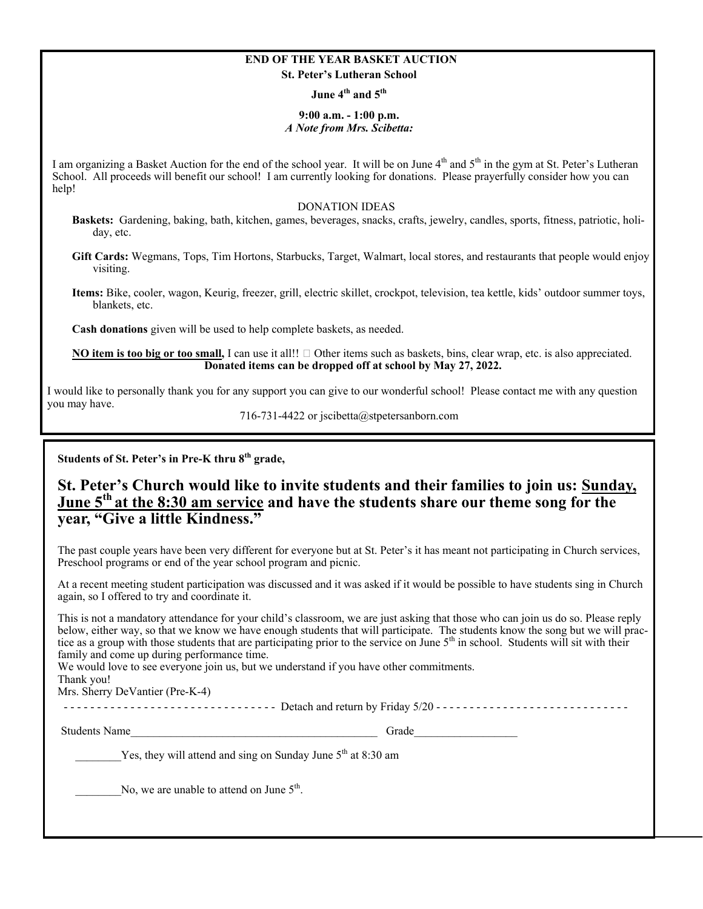**END OF THE YEAR BASKET AUCTION**

**St. Peter's Lutheran School**

**June 4th and 5th**

**9:00 a.m. - 1:00 p.m.**

***A Note from Mrs. Scibetta:***

I am organizing a Basket Auction for the end of the school year. It will be on June 4th and 5th in the gym at St. Peter's Lutheran School. All proceeds will benefit our school! I am currently looking for donations. Please prayerfully consider how you can help!

DONATION IDEAS

**Baskets:** Gardening, baking, bath, kitchen, games, beverages, snacks, crafts, jewelry, candles, sports, fitness, patriotic, holiday, etc.

**Gift Cards:** Wegmans, Tops, Tim Hortons, Starbucks, Target, Walmart, local stores, and restaurants that people would enjoy visiting.

**Items:** Bike, cooler, wagon, Keurig, freezer, grill, electric skillet, crockpot, television, tea kettle, kids' outdoor summer toys, blankets, etc.

**Cash donations** given will be used to help complete baskets, as needed.

**NO item is too big or too small,** I can use it all!!  Other items such as baskets, bins, clear wrap, etc. is also appreciated.

**Donated items can be dropped off at school by May 27, 2022.**

I would like to personally thank you for any support you can give to our wonderful school! Please contact me with any question you may have.

716-731-4422 or jscibetta@stpetersanborn.com

---

**Students of St. Peter's in Pre-K thru 8th grade,**

## St. Peter's Church would like to invite students and their families to join us: Sunday, June 5th at the 8:30 am service and have the students share our theme song for the year, "Give a little Kindness."

The past couple years have been very different for everyone but at St. Peter's it has meant not participating in Church services, Preschool programs or end of the year school program and picnic.

At a recent meeting student participation was discussed and it was asked if it would be possible to have students sing in Church again, so I offered to try and coordinate it.

This is not a mandatory attendance for your child's classroom, we are just asking that those who can join us do so. Please reply below, either way, so that we know we have enough students that will participate. The students know the song but we will practice as a group with those students that are participating prior to the service on June 5th in school. Students will sit with their family and come up during performance time.

We would love to see everyone join us, but we understand if you have other commitments.

Thank you!

Mrs. Sherry DeVantier (Pre-K-4)

- - - - - - - - - - - - - - - - - - - - - - - - - - - - - - - - Detach and return by Friday 5/20 - - - - - - - - - - - - - - - - - - - - - - - - - - - -

Students Name\_\_\_\_\_\_\_\_\_\_\_\_\_\_\_\_\_\_\_\_\_\_\_\_\_\_\_\_\_\_\_\_\_\_\_\_\_\_\_\_\_\_\_ Grade\_\_\_\_\_\_\_\_\_\_\_\_\_\_\_\_\_\_

\_\_\_\_\_\_\_\_Yes, they will attend and sing on Sunday June 5th at 8:30 am

\_\_\_\_\_\_\_\_No, we are unable to attend on June 5th.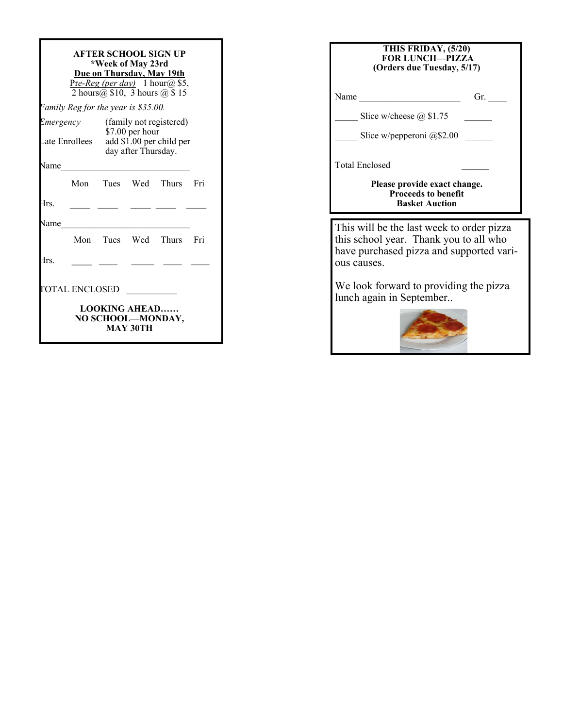**AFTER SCHOOL SIGN UP**
**\*Week of May 23rd**
**Due on Thursday, May 19th**

*Pre-Reg (per day)* 1 hour@ $5, 2 hours@ $10, 3 hours @ $ 15

*Family Reg for the year is $35.00.*

*Emergency* (family not registered) $7.00 per hour

Late Enrollees add $1.00 per child per day after Thursday.

Name_____________________________

| | Mon | Tues | Wed | Thurs | Fri |
|---|---|---|---|---|---|
| Hrs. | ____ | ____ | ____ | ____ | ____ |

Name_____________________________

| | Mon | Tues | Wed | Thurs | Fri |
|---|---|---|---|---|---|
| Hrs. | ____ | ____ | _____ | ____ | ____ |

TOTAL ENCLOSED ___________

**LOOKING AHEAD……**
**NO SCHOOL—MONDAY, MAY 30TH**

**THIS FRIDAY, (5/20)**
**FOR LUNCH—PIZZA**
**(Orders due Tuesday, 5/17)**

Name ______________________ Gr. ____

_____ Slice w/cheese @ $1.75 ______

_____ Slice w/pepperoni @$2.00 ______

Total Enclosed ______

**Please provide exact change.**
**Proceeds to benefit**
**Basket Auction**

This will be the last week to order pizza this school year. Thank you to all who have purchased pizza and supported various causes.

We look forward to providing the pizza lunch again in September..